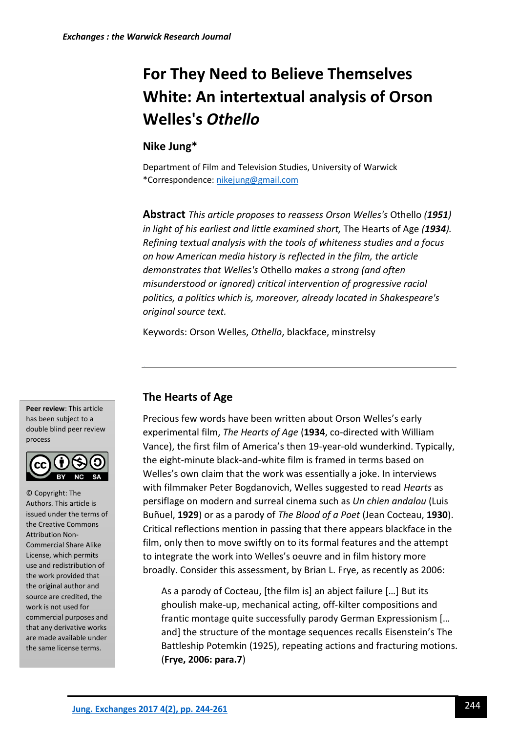# For They Need to Believe Themselves White: An intertextual analysis of Orson Welles's *Othello*

**Nike Jung***

Department of Film and Television Studies, University of Warwick
*Correspondence: nikejung@gmail.com

**Abstract** *This article proposes to reassess Orson Welles's* Othello *(**1951**) in light of his earliest and little examined short,* The Hearts of Age *(**1934**). Refining textual analysis with the tools of whiteness studies and a focus on how American media history is reflected in the film, the article demonstrates that Welles's* Othello *makes a strong (and often misunderstood or ignored) critical intervention of progressive racial politics, a politics which is, moreover, already located in Shakespeare's original source text.*

Keywords: Orson Welles, *Othello*, blackface, minstrelsy

**Peer review**: This article has been subject to a double blind peer review process

© Copyright: The Authors. This article is issued under the terms of the Creative Commons Attribution Non-Commercial Share Alike License, which permits use and redistribution of the work provided that the original author and source are credited, the work is not used for commercial purposes and that any derivative works are made available under the same license terms.

## The Hearts of Age

Precious few words have been written about Orson Welles's early experimental film, *The Hearts of Age* (**1934**, co-directed with William Vance), the first film of America's then 19-year-old wunderkind. Typically, the eight-minute black-and-white film is framed in terms based on Welles's own claim that the work was essentially a joke. In interviews with filmmaker Peter Bogdanovich, Welles suggested to read *Hearts* as persiflage on modern and surreal cinema such as *Un chien andalou* (Luis Buñuel, **1929**) or as a parody of *The Blood of a Poet* (Jean Cocteau, **1930**). Critical reflections mention in passing that there appears blackface in the film, only then to move swiftly on to its formal features and the attempt to integrate the work into Welles's oeuvre and in film history more broadly. Consider this assessment, by Brian L. Frye, as recently as 2006:

> As a parody of Cocteau, [the film is] an abject failure [...] But its ghoulish make-up, mechanical acting, off-kilter compositions and frantic montage quite successfully parody German Expressionism [... and] the structure of the montage sequences recalls Eisenstein's The Battleship Potemkin (1925), repeating actions and fracturing motions. (**Frye, 2006: para.7**)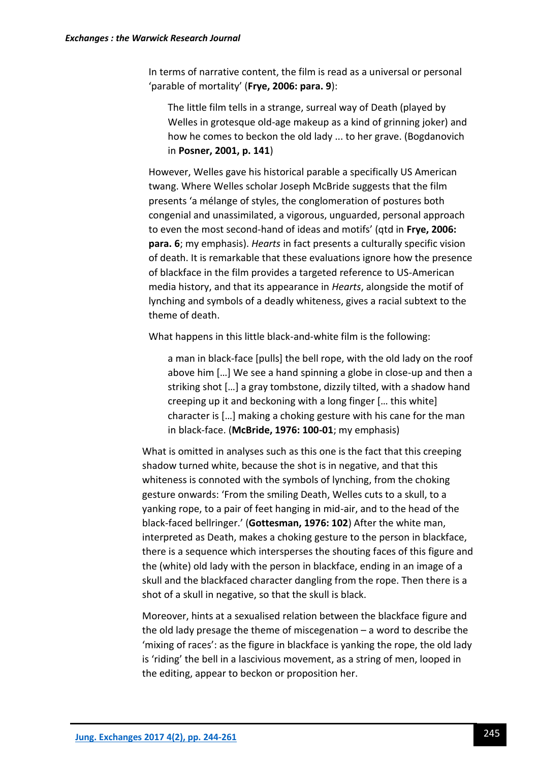In terms of narrative content, the film is read as a universal or personal 'parable of mortality' (**Frye, 2006: para. 9**):

> The little film tells in a strange, surreal way of Death (played by Welles in grotesque old-age makeup as a kind of grinning joker) and how he comes to beckon the old lady ... to her grave. (Bogdanovich in **Posner, 2001, p. 141**)

However, Welles gave his historical parable a specifically US American twang. Where Welles scholar Joseph McBride suggests that the film presents 'a mélange of styles, the conglomeration of postures both congenial and unassimilated, a vigorous, unguarded, personal approach to even the most second-hand of ideas and motifs' (qtd in **Frye, 2006: para. 6**; my emphasis). *Hearts* in fact presents a culturally specific vision of death. It is remarkable that these evaluations ignore how the presence of blackface in the film provides a targeted reference to US-American media history, and that its appearance in *Hearts*, alongside the motif of lynching and symbols of a deadly whiteness, gives a racial subtext to the theme of death.

What happens in this little black-and-white film is the following:

> a man in black-face [pulls] the bell rope, with the old lady on the roof above him […] We see a hand spinning a globe in close-up and then a striking shot […] a gray tombstone, dizzily tilted, with a shadow hand creeping up it and beckoning with a long finger [… this white] character is […] making a choking gesture with his cane for the man in black-face. (**McBride, 1976: 100-01**; my emphasis)

What is omitted in analyses such as this one is the fact that this creeping shadow turned white, because the shot is in negative, and that this whiteness is connoted with the symbols of lynching, from the choking gesture onwards: 'From the smiling Death, Welles cuts to a skull, to a yanking rope, to a pair of feet hanging in mid-air, and to the head of the black-faced bellringer.' (**Gottesman, 1976: 102**) After the white man, interpreted as Death, makes a choking gesture to the person in blackface, there is a sequence which intersperses the shouting faces of this figure and the (white) old lady with the person in blackface, ending in an image of a skull and the blackfaced character dangling from the rope. Then there is a shot of a skull in negative, so that the skull is black.

Moreover, hints at a sexualised relation between the blackface figure and the old lady presage the theme of miscegenation – a word to describe the 'mixing of races': as the figure in blackface is yanking the rope, the old lady is 'riding' the bell in a lascivious movement, as a string of men, looped in the editing, appear to beckon or proposition her.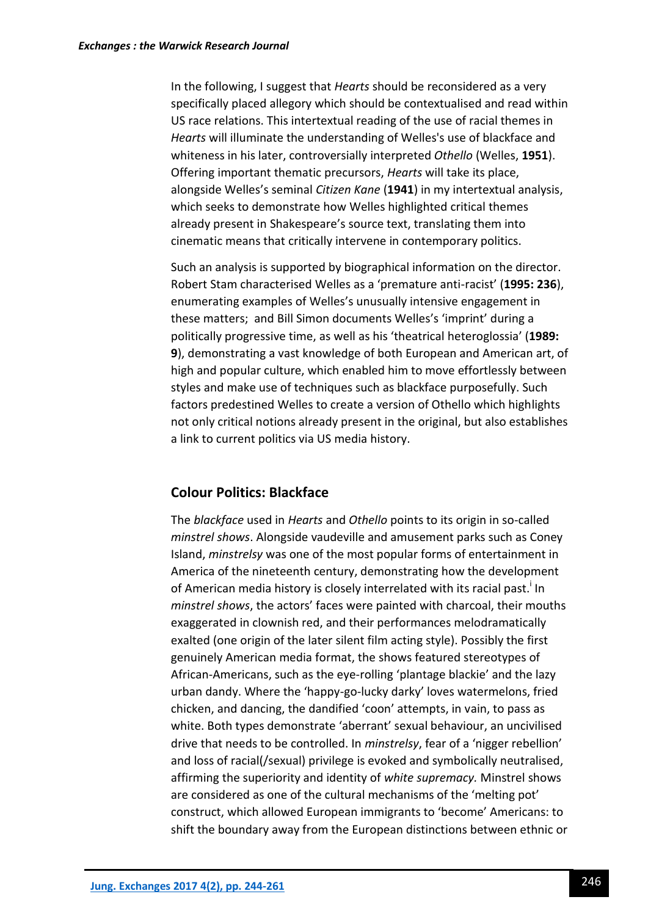In the following, I suggest that *Hearts* should be reconsidered as a very specifically placed allegory which should be contextualised and read within US race relations. This intertextual reading of the use of racial themes in *Hearts* will illuminate the understanding of Welles's use of blackface and whiteness in his later, controversially interpreted *Othello* (Welles, **1951**). Offering important thematic precursors, *Hearts* will take its place, alongside Welles's seminal *Citizen Kane* (**1941**) in my intertextual analysis, which seeks to demonstrate how Welles highlighted critical themes already present in Shakespeare's source text, translating them into cinematic means that critically intervene in contemporary politics.

Such an analysis is supported by biographical information on the director. Robert Stam characterised Welles as a 'premature anti-racist' (**1995: 236**), enumerating examples of Welles's unusually intensive engagement in these matters; and Bill Simon documents Welles's 'imprint' during a politically progressive time, as well as his 'theatrical heteroglossia' (**1989: 9**), demonstrating a vast knowledge of both European and American art, of high and popular culture, which enabled him to move effortlessly between styles and make use of techniques such as blackface purposefully. Such factors predestined Welles to create a version of Othello which highlights not only critical notions already present in the original, but also establishes a link to current politics via US media history.

## Colour Politics: Blackface

The *blackface* used in *Hearts* and *Othello* points to its origin in so-called *minstrel shows*. Alongside vaudeville and amusement parks such as Coney Island, *minstrelsy* was one of the most popular forms of entertainment in America of the nineteenth century, demonstrating how the development of American media history is closely interrelated with its racial past.[i] In *minstrel shows*, the actors' faces were painted with charcoal, their mouths exaggerated in clownish red, and their performances melodramatically exalted (one origin of the later silent film acting style). Possibly the first genuinely American media format, the shows featured stereotypes of African-Americans, such as the eye-rolling 'plantage blackie' and the lazy urban dandy. Where the 'happy-go-lucky darky' loves watermelons, fried chicken, and dancing, the dandified 'coon' attempts, in vain, to pass as white. Both types demonstrate 'aberrant' sexual behaviour, an uncivilised drive that needs to be controlled. In *minstrelsy*, fear of a 'nigger rebellion' and loss of racial(/sexual) privilege is evoked and symbolically neutralised, affirming the superiority and identity of *white supremacy.* Minstrel shows are considered as one of the cultural mechanisms of the 'melting pot' construct, which allowed European immigrants to 'become' Americans: to shift the boundary away from the European distinctions between ethnic or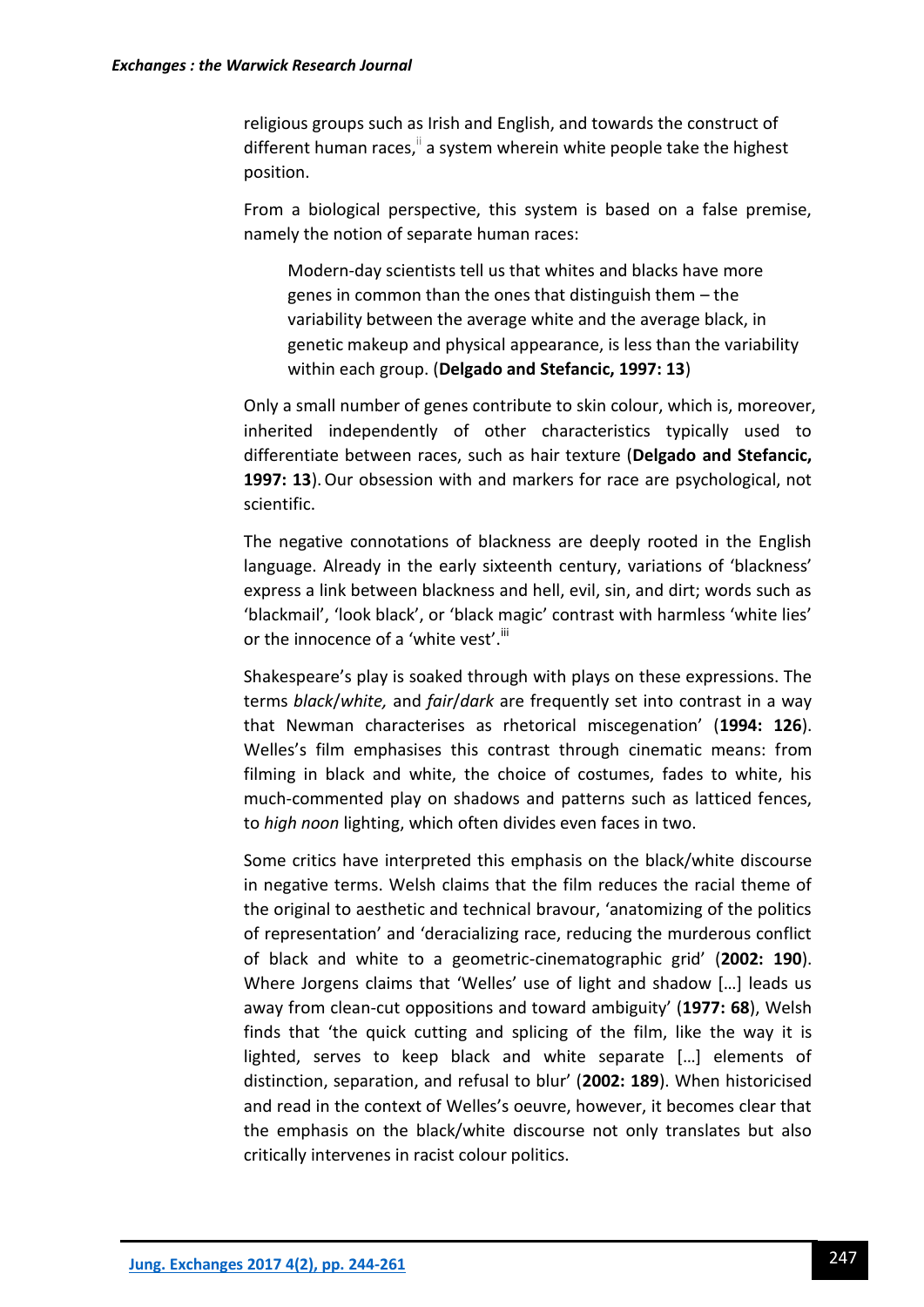religious groups such as Irish and English, and towards the construct of different human races,[ii] a system wherein white people take the highest position.

From a biological perspective, this system is based on a false premise, namely the notion of separate human races:

> Modern-day scientists tell us that whites and blacks have more genes in common than the ones that distinguish them – the variability between the average white and the average black, in genetic makeup and physical appearance, is less than the variability within each group. (**Delgado and Stefancic, 1997: 13**)

Only a small number of genes contribute to skin colour, which is, moreover, inherited independently of other characteristics typically used to differentiate between races, such as hair texture (**Delgado and Stefancic, 1997: 13**). Our obsession with and markers for race are psychological, not scientific.

The negative connotations of blackness are deeply rooted in the English language. Already in the early sixteenth century, variations of 'blackness' express a link between blackness and hell, evil, sin, and dirt; words such as 'blackmail', 'look black', or 'black magic' contrast with harmless 'white lies' or the innocence of a 'white vest'.[iii]

Shakespeare's play is soaked through with plays on these expressions. The terms *black*/*white,* and *fair*/*dark* are frequently set into contrast in a way that Newman characterises as rhetorical miscegenation' (**1994: 126**). Welles's film emphasises this contrast through cinematic means: from filming in black and white, the choice of costumes, fades to white, his much-commented play on shadows and patterns such as latticed fences, to *high noon* lighting, which often divides even faces in two.

Some critics have interpreted this emphasis on the black/white discourse in negative terms. Welsh claims that the film reduces the racial theme of the original to aesthetic and technical bravour, 'anatomizing of the politics of representation' and 'deracializing race, reducing the murderous conflict of black and white to a geometric-cinematographic grid' (**2002: 190**). Where Jorgens claims that 'Welles' use of light and shadow […] leads us away from clean-cut oppositions and toward ambiguity' (**1977: 68**), Welsh finds that 'the quick cutting and splicing of the film, like the way it is lighted, serves to keep black and white separate […] elements of distinction, separation, and refusal to blur' (**2002: 189**). When historicised and read in the context of Welles's oeuvre, however, it becomes clear that the emphasis on the black/white discourse not only translates but also critically intervenes in racist colour politics.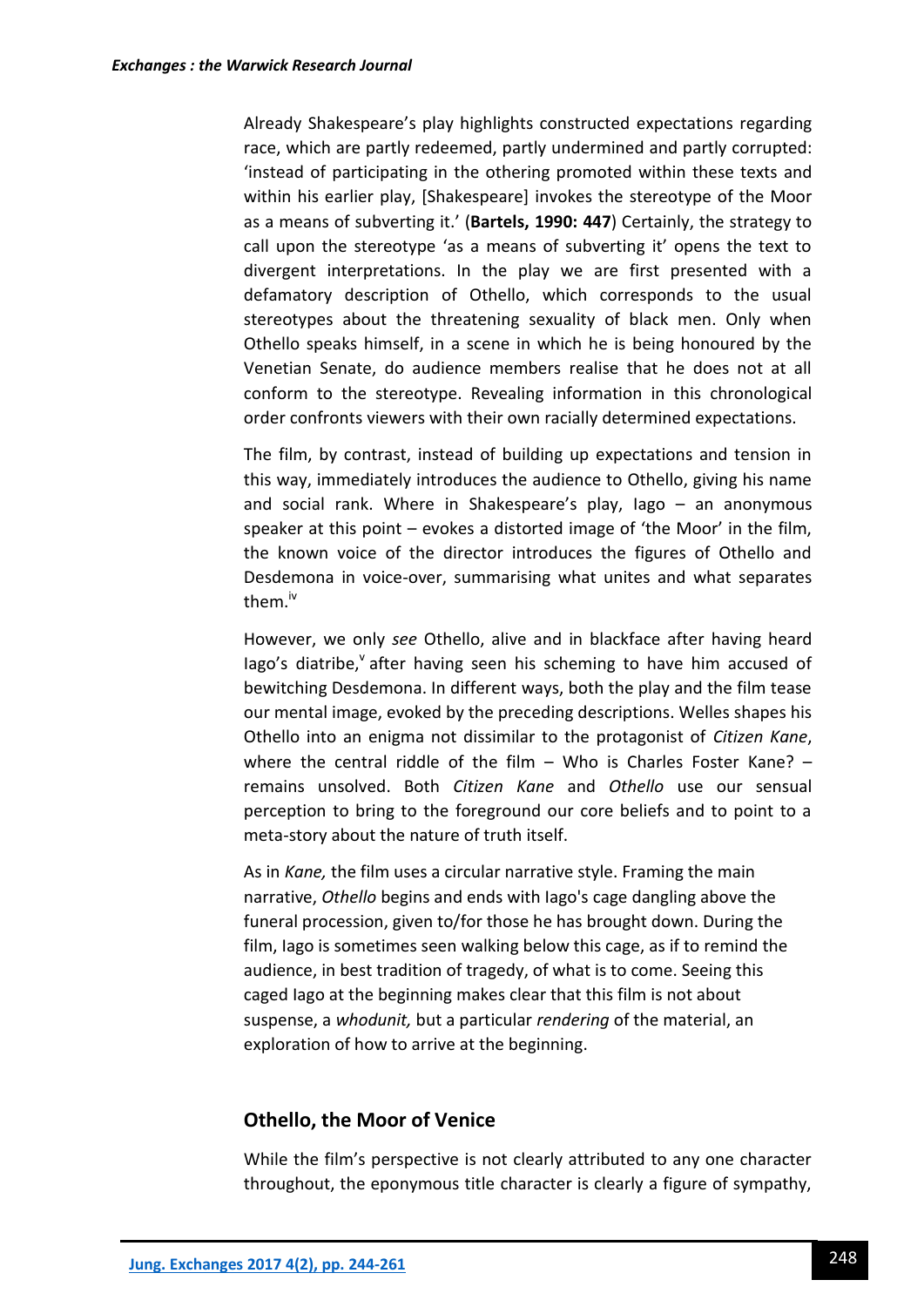Already Shakespeare's play highlights constructed expectations regarding race, which are partly redeemed, partly undermined and partly corrupted: 'instead of participating in the othering promoted within these texts and within his earlier play, [Shakespeare] invokes the stereotype of the Moor as a means of subverting it.' (**Bartels, 1990: 447**) Certainly, the strategy to call upon the stereotype 'as a means of subverting it' opens the text to divergent interpretations. In the play we are first presented with a defamatory description of Othello, which corresponds to the usual stereotypes about the threatening sexuality of black men. Only when Othello speaks himself, in a scene in which he is being honoured by the Venetian Senate, do audience members realise that he does not at all conform to the stereotype. Revealing information in this chronological order confronts viewers with their own racially determined expectations.

The film, by contrast, instead of building up expectations and tension in this way, immediately introduces the audience to Othello, giving his name and social rank. Where in Shakespeare's play, Iago – an anonymous speaker at this point – evokes a distorted image of 'the Moor' in the film, the known voice of the director introduces the figures of Othello and Desdemona in voice-over, summarising what unites and what separates them.[iv]

However, we only *see* Othello, alive and in blackface after having heard Iago's diatribe,[v] after having seen his scheming to have him accused of bewitching Desdemona. In different ways, both the play and the film tease our mental image, evoked by the preceding descriptions. Welles shapes his Othello into an enigma not dissimilar to the protagonist of *Citizen Kane*, where the central riddle of the film – Who is Charles Foster Kane? – remains unsolved. Both *Citizen Kane* and *Othello* use our sensual perception to bring to the foreground our core beliefs and to point to a meta-story about the nature of truth itself.

As in *Kane,* the film uses a circular narrative style. Framing the main narrative, *Othello* begins and ends with Iago's cage dangling above the funeral procession, given to/for those he has brought down. During the film, Iago is sometimes seen walking below this cage, as if to remind the audience, in best tradition of tragedy, of what is to come. Seeing this caged Iago at the beginning makes clear that this film is not about suspense, a *whodunit,* but a particular *rendering* of the material, an exploration of how to arrive at the beginning.

## Othello, the Moor of Venice

While the film's perspective is not clearly attributed to any one character throughout, the eponymous title character is clearly a figure of sympathy,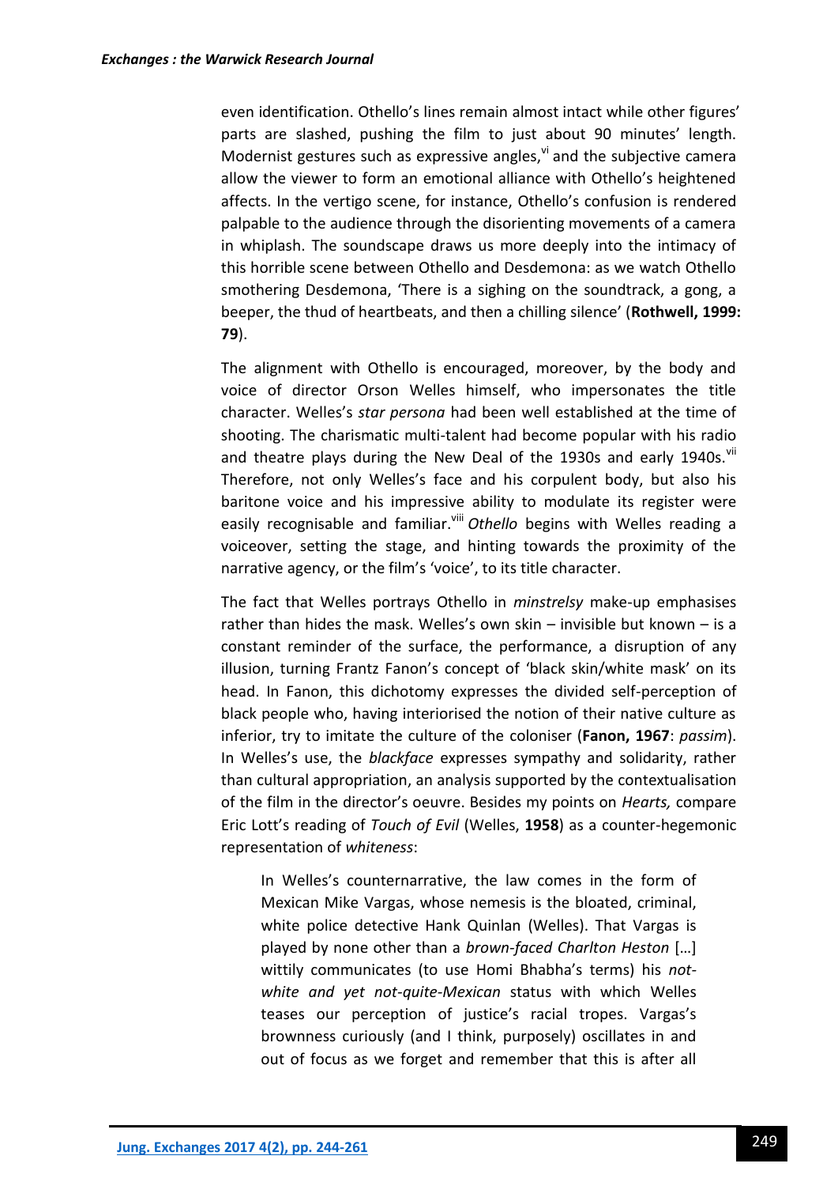even identification. Othello's lines remain almost intact while other figures' parts are slashed, pushing the film to just about 90 minutes' length. Modernist gestures such as expressive angles,[vi] and the subjective camera allow the viewer to form an emotional alliance with Othello's heightened affects. In the vertigo scene, for instance, Othello's confusion is rendered palpable to the audience through the disorienting movements of a camera in whiplash. The soundscape draws us more deeply into the intimacy of this horrible scene between Othello and Desdemona: as we watch Othello smothering Desdemona, 'There is a sighing on the soundtrack, a gong, a beeper, the thud of heartbeats, and then a chilling silence' (**Rothwell, 1999: 79**).

The alignment with Othello is encouraged, moreover, by the body and voice of director Orson Welles himself, who impersonates the title character. Welles's *star persona* had been well established at the time of shooting. The charismatic multi-talent had become popular with his radio and theatre plays during the New Deal of the 1930s and early 1940s.[vii] Therefore, not only Welles's face and his corpulent body, but also his baritone voice and his impressive ability to modulate its register were easily recognisable and familiar.[viii] *Othello* begins with Welles reading a voiceover, setting the stage, and hinting towards the proximity of the narrative agency, or the film's 'voice', to its title character.

The fact that Welles portrays Othello in *minstrelsy* make-up emphasises rather than hides the mask. Welles's own skin – invisible but known – is a constant reminder of the surface, the performance, a disruption of any illusion, turning Frantz Fanon's concept of 'black skin/white mask' on its head. In Fanon, this dichotomy expresses the divided self-perception of black people who, having interiorised the notion of their native culture as inferior, try to imitate the culture of the coloniser (**Fanon, 1967**: *passim*). In Welles's use, the *blackface* expresses sympathy and solidarity, rather than cultural appropriation, an analysis supported by the contextualisation of the film in the director's oeuvre. Besides my points on *Hearts,* compare Eric Lott's reading of *Touch of Evil* (Welles, **1958**) as a counter-hegemonic representation of *whiteness*:

> In Welles's counternarrative, the law comes in the form of Mexican Mike Vargas, whose nemesis is the bloated, criminal, white police detective Hank Quinlan (Welles). That Vargas is played by none other than a *brown-faced Charlton Heston* […] wittily communicates (to use Homi Bhabha's terms) his *not-white and yet not-quite-Mexican* status with which Welles teases our perception of justice's racial tropes. Vargas's brownness curiously (and I think, purposely) oscillates in and out of focus as we forget and remember that this is after all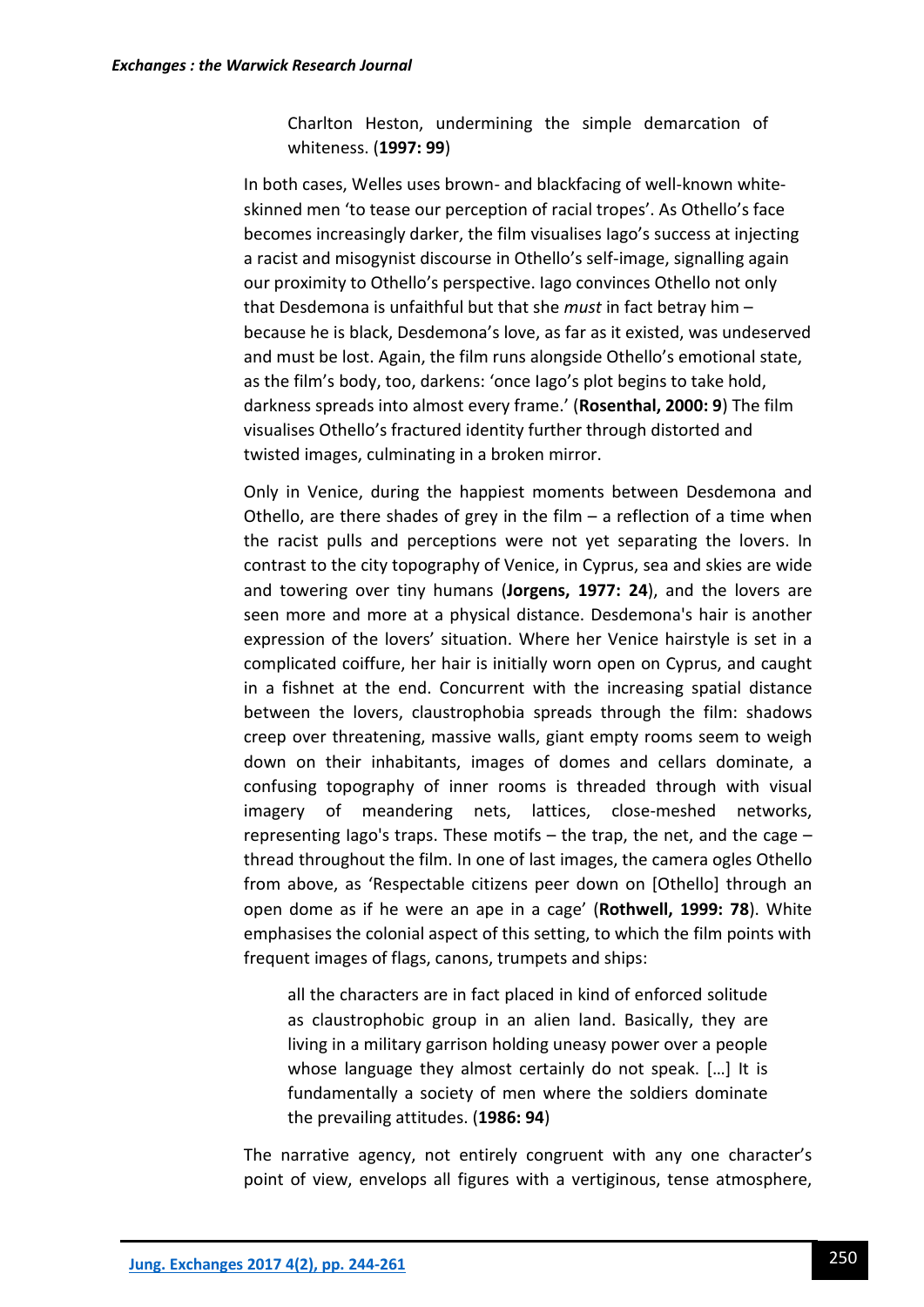> Charlton Heston, undermining the simple demarcation of whiteness. (**1997: 99**)

In both cases, Welles uses brown- and blackfacing of well-known white-skinned men 'to tease our perception of racial tropes'. As Othello's face becomes increasingly darker, the film visualises Iago's success at injecting a racist and misogynist discourse in Othello's self-image, signalling again our proximity to Othello's perspective. Iago convinces Othello not only that Desdemona is unfaithful but that she *must* in fact betray him – because he is black, Desdemona's love, as far as it existed, was undeserved and must be lost. Again, the film runs alongside Othello's emotional state, as the film's body, too, darkens: 'once Iago's plot begins to take hold, darkness spreads into almost every frame.' (**Rosenthal, 2000: 9**) The film visualises Othello's fractured identity further through distorted and twisted images, culminating in a broken mirror.

Only in Venice, during the happiest moments between Desdemona and Othello, are there shades of grey in the film – a reflection of a time when the racist pulls and perceptions were not yet separating the lovers. In contrast to the city topography of Venice, in Cyprus, sea and skies are wide and towering over tiny humans (**Jorgens, 1977: 24**), and the lovers are seen more and more at a physical distance. Desdemona's hair is another expression of the lovers' situation. Where her Venice hairstyle is set in a complicated coiffure, her hair is initially worn open on Cyprus, and caught in a fishnet at the end. Concurrent with the increasing spatial distance between the lovers, claustrophobia spreads through the film: shadows creep over threatening, massive walls, giant empty rooms seem to weigh down on their inhabitants, images of domes and cellars dominate, a confusing topography of inner rooms is threaded through with visual imagery of meandering nets, lattices, close-meshed networks, representing Iago's traps. These motifs – the trap, the net, and the cage – thread throughout the film. In one of last images, the camera ogles Othello from above, as 'Respectable citizens peer down on [Othello] through an open dome as if he were an ape in a cage' (**Rothwell, 1999: 78**). White emphasises the colonial aspect of this setting, to which the film points with frequent images of flags, canons, trumpets and ships:

> all the characters are in fact placed in kind of enforced solitude as claustrophobic group in an alien land. Basically, they are living in a military garrison holding uneasy power over a people whose language they almost certainly do not speak. […] It is fundamentally a society of men where the soldiers dominate the prevailing attitudes. (**1986: 94**)

The narrative agency, not entirely congruent with any one character's point of view, envelops all figures with a vertiginous, tense atmosphere,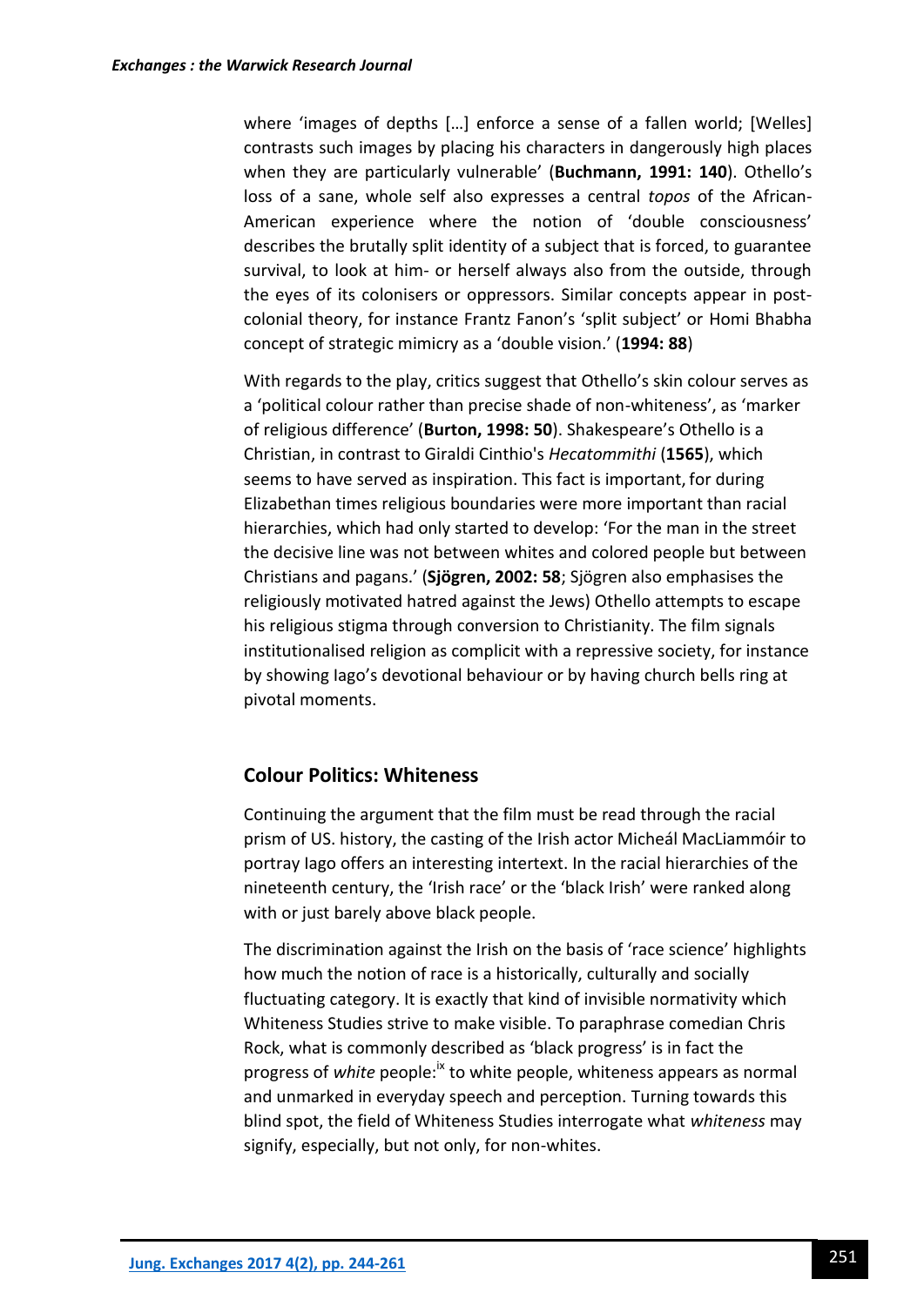where 'images of depths […] enforce a sense of a fallen world; [Welles] contrasts such images by placing his characters in dangerously high places when they are particularly vulnerable' (**Buchmann, 1991: 140**). Othello's loss of a sane, whole self also expresses a central *topos* of the African-American experience where the notion of 'double consciousness' describes the brutally split identity of a subject that is forced, to guarantee survival, to look at him- or herself always also from the outside, through the eyes of its colonisers or oppressors. Similar concepts appear in post-colonial theory, for instance Frantz Fanon's 'split subject' or Homi Bhabha concept of strategic mimicry as a 'double vision.' (**1994: 88**)

With regards to the play, critics suggest that Othello's skin colour serves as a 'political colour rather than precise shade of non-whiteness', as 'marker of religious difference' (**Burton, 1998: 50**). Shakespeare's Othello is a Christian, in contrast to Giraldi Cinthio's *Hecatommithi* (**1565**), which seems to have served as inspiration. This fact is important, for during Elizabethan times religious boundaries were more important than racial hierarchies, which had only started to develop: 'For the man in the street the decisive line was not between whites and colored people but between Christians and pagans.' (**Sjögren, 2002: 58**; Sjögren also emphasises the religiously motivated hatred against the Jews) Othello attempts to escape his religious stigma through conversion to Christianity. The film signals institutionalised religion as complicit with a repressive society, for instance by showing Iago's devotional behaviour or by having church bells ring at pivotal moments.

## Colour Politics: Whiteness

Continuing the argument that the film must be read through the racial prism of US. history, the casting of the Irish actor Micheál MacLiammóir to portray Iago offers an interesting intertext. In the racial hierarchies of the nineteenth century, the 'Irish race' or the 'black Irish' were ranked along with or just barely above black people.

The discrimination against the Irish on the basis of 'race science' highlights how much the notion of race is a historically, culturally and socially fluctuating category. It is exactly that kind of invisible normativity which Whiteness Studies strive to make visible. To paraphrase comedian Chris Rock, what is commonly described as 'black progress' is in fact the progress of *white* people:[ix] to white people, whiteness appears as normal and unmarked in everyday speech and perception. Turning towards this blind spot, the field of Whiteness Studies interrogate what *whiteness* may signify, especially, but not only, for non-whites.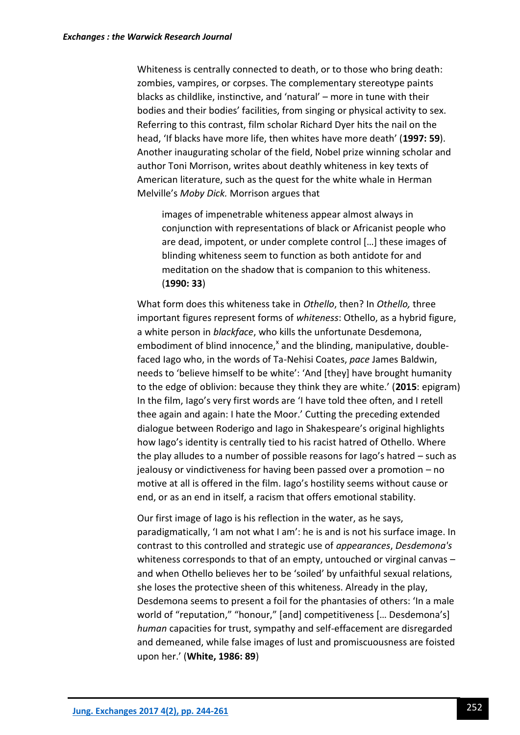Whiteness is centrally connected to death, or to those who bring death: zombies, vampires, or corpses. The complementary stereotype paints blacks as childlike, instinctive, and 'natural' – more in tune with their bodies and their bodies' facilities, from singing or physical activity to sex. Referring to this contrast, film scholar Richard Dyer hits the nail on the head, 'If blacks have more life, then whites have more death' (**1997: 59**). Another inaugurating scholar of the field, Nobel prize winning scholar and author Toni Morrison, writes about deathly whiteness in key texts of American literature, such as the quest for the white whale in Herman Melville's *Moby Dick.* Morrison argues that

> images of impenetrable whiteness appear almost always in conjunction with representations of black or Africanist people who are dead, impotent, or under complete control […] these images of blinding whiteness seem to function as both antidote for and meditation on the shadow that is companion to this whiteness. (**1990: 33**)

What form does this whiteness take in *Othello*, then? In *Othello,* three important figures represent forms of *whiteness*: Othello, as a hybrid figure, a white person in *blackface*, who kills the unfortunate Desdemona, embodiment of blind innocence,[x] and the blinding, manipulative, double-faced Iago who, in the words of Ta-Nehisi Coates, *pace* James Baldwin, needs to 'believe himself to be white': 'And [they] have brought humanity to the edge of oblivion: because they think they are white.' (**2015**: epigram) In the film, Iago's very first words are 'I have told thee often, and I retell thee again and again: I hate the Moor.' Cutting the preceding extended dialogue between Roderigo and Iago in Shakespeare's original highlights how Iago's identity is centrally tied to his racist hatred of Othello. Where the play alludes to a number of possible reasons for Iago's hatred – such as jealousy or vindictiveness for having been passed over a promotion – no motive at all is offered in the film. Iago's hostility seems without cause or end, or as an end in itself, a racism that offers emotional stability.

Our first image of Iago is his reflection in the water, as he says, paradigmatically, 'I am not what I am': he is and is not his surface image. In contrast to this controlled and strategic use of *appearances*, *Desdemona's* whiteness corresponds to that of an empty, untouched or virginal canvas – and when Othello believes her to be 'soiled' by unfaithful sexual relations, she loses the protective sheen of this whiteness. Already in the play, Desdemona seems to present a foil for the phantasies of others: 'In a male world of "reputation," "honour," [and] competitiveness [… Desdemona's] *human* capacities for trust, sympathy and self-effacement are disregarded and demeaned, while false images of lust and promiscuousness are foisted upon her.' (**White, 1986: 89**)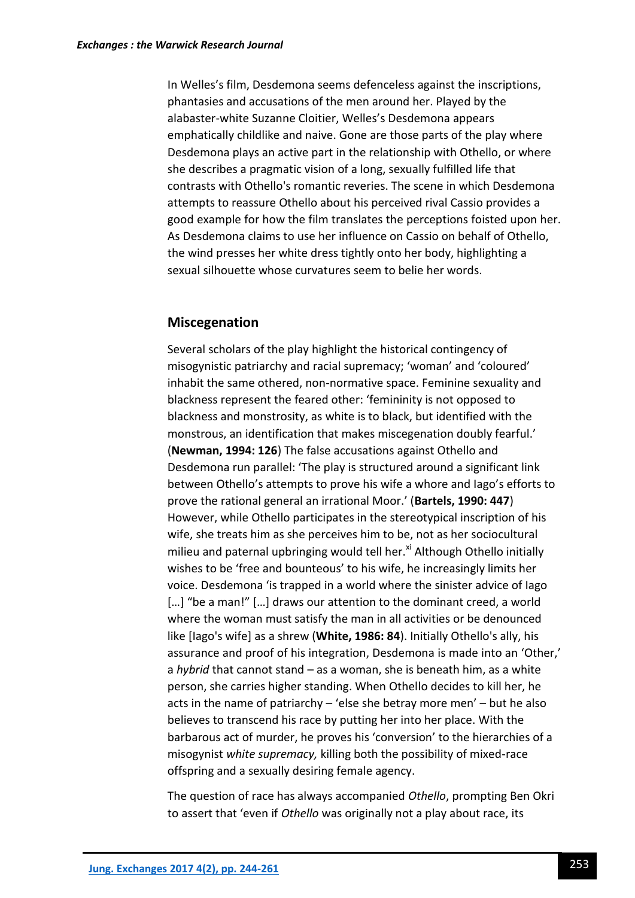In Welles's film, Desdemona seems defenceless against the inscriptions, phantasies and accusations of the men around her. Played by the alabaster-white Suzanne Cloitier, Welles's Desdemona appears emphatically childlike and naive. Gone are those parts of the play where Desdemona plays an active part in the relationship with Othello, or where she describes a pragmatic vision of a long, sexually fulfilled life that contrasts with Othello's romantic reveries. The scene in which Desdemona attempts to reassure Othello about his perceived rival Cassio provides a good example for how the film translates the perceptions foisted upon her. As Desdemona claims to use her influence on Cassio on behalf of Othello, the wind presses her white dress tightly onto her body, highlighting a sexual silhouette whose curvatures seem to belie her words.

## Miscegenation

Several scholars of the play highlight the historical contingency of misogynistic patriarchy and racial supremacy; 'woman' and 'coloured' inhabit the same othered, non-normative space. Feminine sexuality and blackness represent the feared other: 'femininity is not opposed to blackness and monstrosity, as white is to black, but identified with the monstrous, an identification that makes miscegenation doubly fearful.' (**Newman, 1994: 126**) The false accusations against Othello and Desdemona run parallel: 'The play is structured around a significant link between Othello's attempts to prove his wife a whore and Iago's efforts to prove the rational general an irrational Moor.' (**Bartels, 1990: 447**) However, while Othello participates in the stereotypical inscription of his wife, she treats him as she perceives him to be, not as her sociocultural milieu and paternal upbringing would tell her.[xi] Although Othello initially wishes to be 'free and bounteous' to his wife, he increasingly limits her voice. Desdemona 'is trapped in a world where the sinister advice of Iago […] "be a man!" […] draws our attention to the dominant creed, a world where the woman must satisfy the man in all activities or be denounced like [Iago's wife] as a shrew (**White, 1986: 84**). Initially Othello's ally, his assurance and proof of his integration, Desdemona is made into an 'Other,' a *hybrid* that cannot stand – as a woman, she is beneath him, as a white person, she carries higher standing. When Othello decides to kill her, he acts in the name of patriarchy – 'else she betray more men' – but he also believes to transcend his race by putting her into her place. With the barbarous act of murder, he proves his 'conversion' to the hierarchies of a misogynist *white supremacy,* killing both the possibility of mixed-race offspring and a sexually desiring female agency.

The question of race has always accompanied *Othello*, prompting Ben Okri to assert that 'even if *Othello* was originally not a play about race, its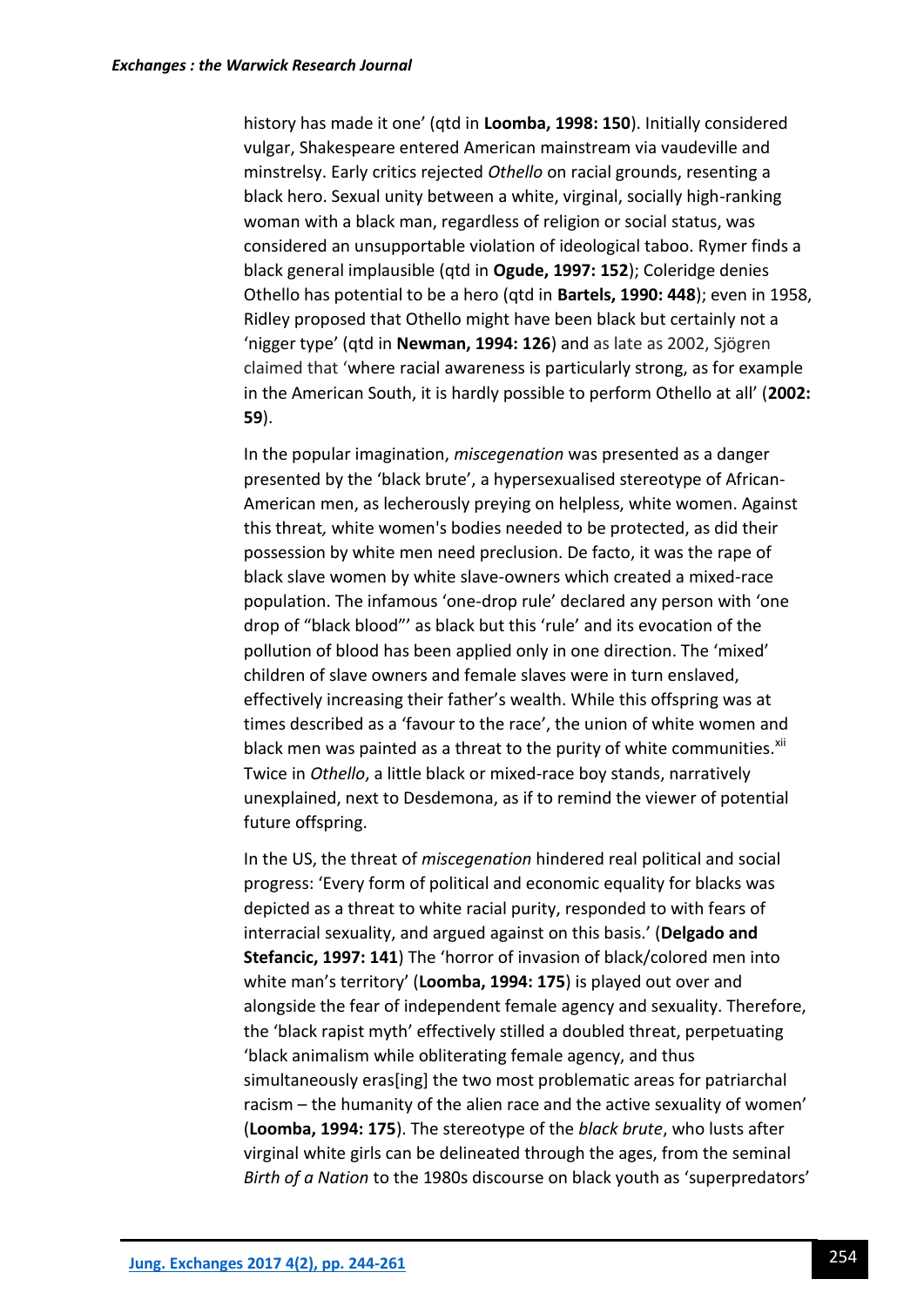history has made it one' (qtd in **Loomba, 1998: 150**). Initially considered vulgar, Shakespeare entered American mainstream via vaudeville and minstrelsy. Early critics rejected *Othello* on racial grounds, resenting a black hero. Sexual unity between a white, virginal, socially high-ranking woman with a black man, regardless of religion or social status, was considered an unsupportable violation of ideological taboo. Rymer finds a black general implausible (qtd in **Ogude, 1997: 152**); Coleridge denies Othello has potential to be a hero (qtd in **Bartels, 1990: 448**); even in 1958, Ridley proposed that Othello might have been black but certainly not a 'nigger type' (qtd in **Newman, 1994: 126**) and as late as 2002, Sjögren claimed that 'where racial awareness is particularly strong, as for example in the American South, it is hardly possible to perform Othello at all' (**2002: 59**).

In the popular imagination, *miscegenation* was presented as a danger presented by the 'black brute', a hypersexualised stereotype of African-American men, as lecherously preying on helpless, white women. Against this threat, white women's bodies needed to be protected, as did their possession by white men need preclusion. De facto, it was the rape of black slave women by white slave-owners which created a mixed-race population. The infamous 'one-drop rule' declared any person with 'one drop of "black blood"' as black but this 'rule' and its evocation of the pollution of blood has been applied only in one direction. The 'mixed' children of slave owners and female slaves were in turn enslaved, effectively increasing their father's wealth. While this offspring was at times described as a 'favour to the race', the union of white women and black men was painted as a threat to the purity of white communities.[xii] Twice in *Othello*, a little black or mixed-race boy stands, narratively unexplained, next to Desdemona, as if to remind the viewer of potential future offspring.

In the US, the threat of *miscegenation* hindered real political and social progress: 'Every form of political and economic equality for blacks was depicted as a threat to white racial purity, responded to with fears of interracial sexuality, and argued against on this basis.' (**Delgado and Stefancic, 1997: 141**) The 'horror of invasion of black/colored men into white man's territory' (**Loomba, 1994: 175**) is played out over and alongside the fear of independent female agency and sexuality. Therefore, the 'black rapist myth' effectively stilled a doubled threat, perpetuating 'black animalism while obliterating female agency, and thus simultaneously eras[ing] the two most problematic areas for patriarchal racism – the humanity of the alien race and the active sexuality of women' (**Loomba, 1994: 175**). The stereotype of the *black brute*, who lusts after virginal white girls can be delineated through the ages, from the seminal *Birth of a Nation* to the 1980s discourse on black youth as 'superpredators'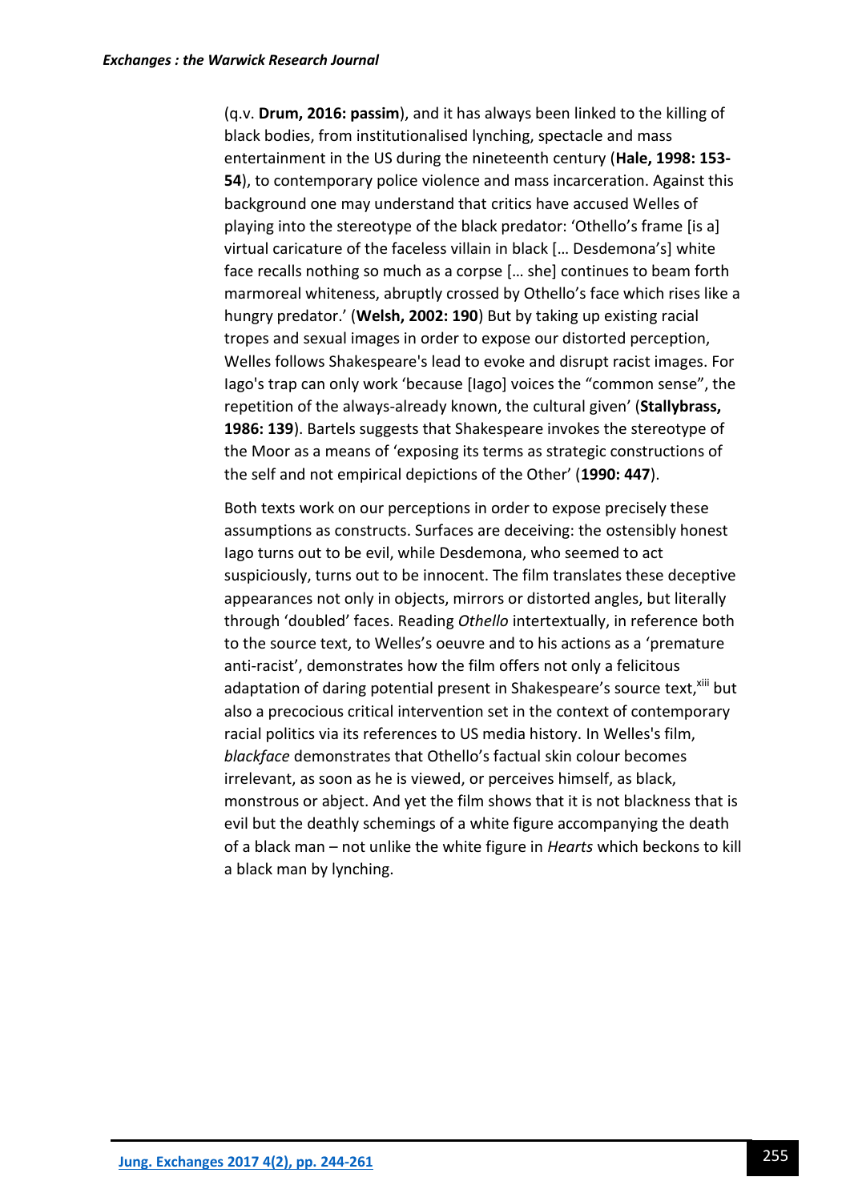(q.v. **Drum, 2016: passim**), and it has always been linked to the killing of black bodies, from institutionalised lynching, spectacle and mass entertainment in the US during the nineteenth century (**Hale, 1998: 153-54**), to contemporary police violence and mass incarceration. Against this background one may understand that critics have accused Welles of playing into the stereotype of the black predator: 'Othello's frame [is a] virtual caricature of the faceless villain in black [… Desdemona's] white face recalls nothing so much as a corpse [… she] continues to beam forth marmoreal whiteness, abruptly crossed by Othello's face which rises like a hungry predator.' (**Welsh, 2002: 190**) But by taking up existing racial tropes and sexual images in order to expose our distorted perception, Welles follows Shakespeare's lead to evoke and disrupt racist images. For Iago's trap can only work 'because [Iago] voices the "common sense", the repetition of the always-already known, the cultural given' (**Stallybrass, 1986: 139**). Bartels suggests that Shakespeare invokes the stereotype of the Moor as a means of 'exposing its terms as strategic constructions of the self and not empirical depictions of the Other' (**1990: 447**).

Both texts work on our perceptions in order to expose precisely these assumptions as constructs. Surfaces are deceiving: the ostensibly honest Iago turns out to be evil, while Desdemona, who seemed to act suspiciously, turns out to be innocent. The film translates these deceptive appearances not only in objects, mirrors or distorted angles, but literally through 'doubled' faces. Reading *Othello* intertextually, in reference both to the source text, to Welles's oeuvre and to his actions as a 'premature anti-racist', demonstrates how the film offers not only a felicitous adaptation of daring potential present in Shakespeare's source text,[xiii] but also a precocious critical intervention set in the context of contemporary racial politics via its references to US media history. In Welles's film, *blackface* demonstrates that Othello's factual skin colour becomes irrelevant, as soon as he is viewed, or perceives himself, as black, monstrous or abject. And yet the film shows that it is not blackness that is evil but the deathly schemings of a white figure accompanying the death of a black man – not unlike the white figure in *Hearts* which beckons to kill a black man by lynching.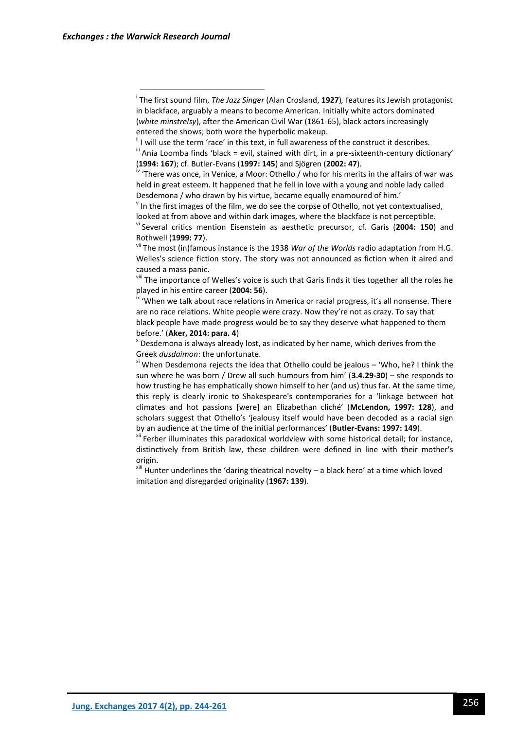[i] The first sound film, *The Jazz Singer* (Alan Crosland, **1927**)*,* features its Jewish protagonist in blackface, arguably a means to become American. Initially white actors dominated (*white minstrelsy*), after the American Civil War (1861-65), black actors increasingly entered the shows; both wore the hyperbolic makeup.

[ii] I will use the term 'race' in this text, in full awareness of the construct it describes.

[iii] Ania Loomba finds 'black = evil, stained with dirt, in a pre-sixteenth-century dictionary' (**1994: 167**); cf. Butler-Evans (**1997: 145**) and Sjögren (**2002: 47**).

[iv] 'There was once, in Venice, a Moor: Othello / who for his merits in the affairs of war was held in great esteem. It happened that he fell in love with a young and noble lady called Desdemona / who drawn by his virtue, became equally enamoured of him.'

[v] In the first images of the film, we do see the corpse of Othello, not yet contextualised, looked at from above and within dark images, where the blackface is not perceptible.

[vi] Several critics mention Eisenstein as aesthetic precursor, cf. Garis (**2004: 150**) and Rothwell (**1999: 77**).

[vii] The most (in)famous instance is the 1938 *War of the Worlds* radio adaptation from H.G. Welles's science fiction story. The story was not announced as fiction when it aired and caused a mass panic.

[viii] The importance of Welles's voice is such that Garis finds it ties together all the roles he played in his entire career (**2004: 56**).

[ix] 'When we talk about race relations in America or racial progress, it's all nonsense. There are no race relations. White people were crazy. Now they're not as crazy. To say that black people have made progress would be to say they deserve what happened to them before.' (**Aker, 2014: para. 4**)

[x] Desdemona is always already lost, as indicated by her name, which derives from the Greek *dusdaimon*: the unfortunate.

[xi] When Desdemona rejects the idea that Othello could be jealous – 'Who, he? I think the sun where he was born / Drew all such humours from him' (**3.4.29-30**) – she responds to how trusting he has emphatically shown himself to her (and us) thus far. At the same time, this reply is clearly ironic to Shakespeare's contemporaries for a 'linkage between hot climates and hot passions [were] an Elizabethan cliché' (**McLendon, 1997: 128**), and scholars suggest that Othello's 'jealousy itself would have been decoded as a racial sign by an audience at the time of the initial performances' (**Butler-Evans: 1997: 149**).

[xii] Ferber illuminates this paradoxical worldview with some historical detail; for instance, distinctively from British law, these children were defined in line with their mother's origin.

[xiii] Hunter underlines the 'daring theatrical novelty – a black hero' at a time which loved imitation and disregarded originality (**1967: 139**).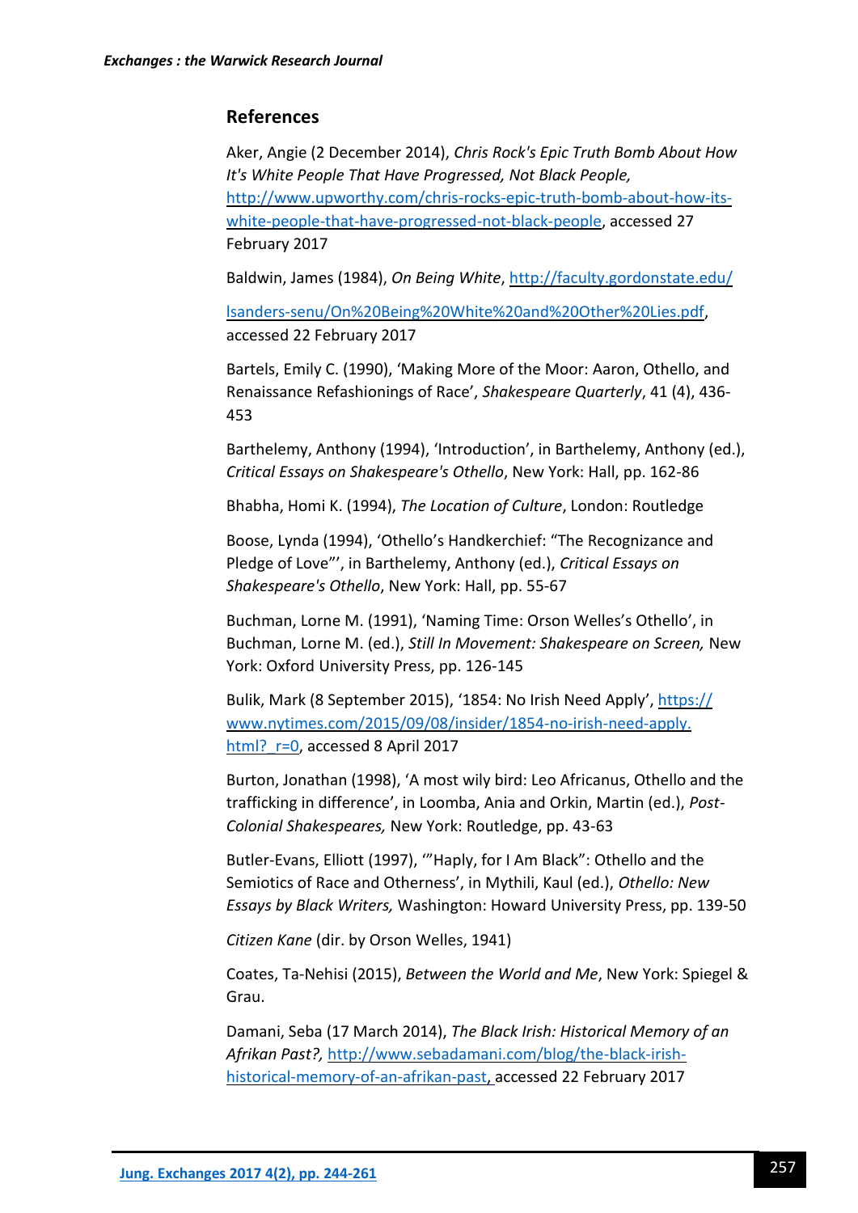## References

Aker, Angie (2 December 2014), *Chris Rock's Epic Truth Bomb About How It's White People That Have Progressed, Not Black People,* http://www.upworthy.com/chris-rocks-epic-truth-bomb-about-how-its-white-people-that-have-progressed-not-black-people, accessed 27 February 2017

Baldwin, James (1984), *On Being White*, http://faculty.gordonstate.edu/lsanders-senu/On%20Being%20White%20and%20Other%20Lies.pdf, accessed 22 February 2017

Bartels, Emily C. (1990), 'Making More of the Moor: Aaron, Othello, and Renaissance Refashionings of Race', *Shakespeare Quarterly*, 41 (4), 436-453

Barthelemy, Anthony (1994), 'Introduction', in Barthelemy, Anthony (ed.), *Critical Essays on Shakespeare's Othello*, New York: Hall, pp. 162-86

Bhabha, Homi K. (1994), *The Location of Culture*, London: Routledge

Boose, Lynda (1994), 'Othello's Handkerchief: "The Recognizance and Pledge of Love"', in Barthelemy, Anthony (ed.), *Critical Essays on Shakespeare's Othello*, New York: Hall, pp. 55-67

Buchman, Lorne M. (1991), 'Naming Time: Orson Welles's Othello', in Buchman, Lorne M. (ed.), *Still In Movement: Shakespeare on Screen,* New York: Oxford University Press, pp. 126-145

Bulik, Mark (8 September 2015), '1854: No Irish Need Apply', https://www.nytimes.com/2015/09/08/insider/1854-no-irish-need-apply.html?_r=0, accessed 8 April 2017

Burton, Jonathan (1998), 'A most wily bird: Leo Africanus, Othello and the trafficking in difference', in Loomba, Ania and Orkin, Martin (ed.), *Post-Colonial Shakespeares,* New York: Routledge, pp. 43-63

Butler-Evans, Elliott (1997), '"Haply, for I Am Black": Othello and the Semiotics of Race and Otherness', in Mythili, Kaul (ed.), *Othello: New Essays by Black Writers,* Washington: Howard University Press, pp. 139-50

*Citizen Kane* (dir. by Orson Welles, 1941)

Coates, Ta-Nehisi (2015), *Between the World and Me*, New York: Spiegel & Grau.

Damani, Seba (17 March 2014), *The Black Irish: Historical Memory of an Afrikan Past?,* http://www.sebadamani.com/blog/the-black-irish-historical-memory-of-an-afrikan-past, accessed 22 February 2017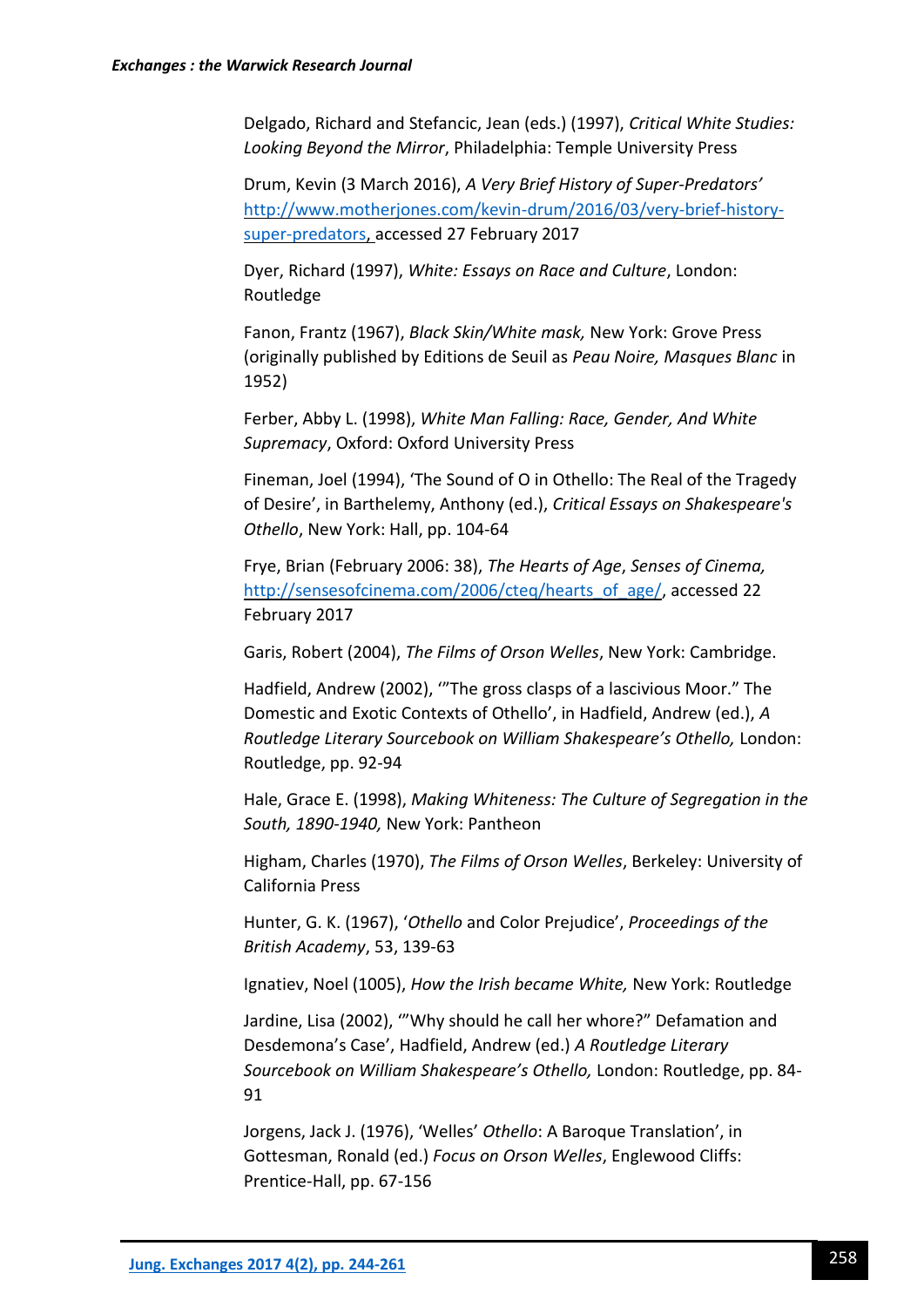Delgado, Richard and Stefancic, Jean (eds.) (1997), *Critical White Studies: Looking Beyond the Mirror*, Philadelphia: Temple University Press

Drum, Kevin (3 March 2016), *A Very Brief History of Super-Predators'* http://www.motherjones.com/kevin-drum/2016/03/very-brief-history-super-predators, accessed 27 February 2017

Dyer, Richard (1997), *White: Essays on Race and Culture*, London: Routledge

Fanon, Frantz (1967), *Black Skin/White mask,* New York: Grove Press (originally published by Editions de Seuil as *Peau Noire, Masques Blanc* in 1952)

Ferber, Abby L. (1998), *White Man Falling: Race, Gender, And White Supremacy*, Oxford: Oxford University Press

Fineman, Joel (1994), 'The Sound of O in Othello: The Real of the Tragedy of Desire', in Barthelemy, Anthony (ed.), *Critical Essays on Shakespeare's Othello*, New York: Hall, pp. 104-64

Frye, Brian (February 2006: 38), *The Hearts of Age*, *Senses of Cinema,* http://sensesofcinema.com/2006/cteq/hearts_of_age/, accessed 22 February 2017

Garis, Robert (2004), *The Films of Orson Welles*, New York: Cambridge.

Hadfield, Andrew (2002), '"The gross clasps of a lascivious Moor." The Domestic and Exotic Contexts of Othello', in Hadfield, Andrew (ed.), *A Routledge Literary Sourcebook on William Shakespeare's Othello,* London: Routledge, pp. 92-94

Hale, Grace E. (1998), *Making Whiteness: The Culture of Segregation in the South, 1890-1940,* New York: Pantheon

Higham, Charles (1970), *The Films of Orson Welles*, Berkeley: University of California Press

Hunter, G. K. (1967), '*Othello* and Color Prejudice', *Proceedings of the British Academy*, 53, 139-63

Ignatiev, Noel (1005), *How the Irish became White,* New York: Routledge

Jardine, Lisa (2002), '"Why should he call her whore?" Defamation and Desdemona's Case', Hadfield, Andrew (ed.) *A Routledge Literary Sourcebook on William Shakespeare's Othello,* London: Routledge, pp. 84-91

Jorgens, Jack J. (1976), 'Welles' *Othello*: A Baroque Translation', in Gottesman, Ronald (ed.) *Focus on Orson Welles*, Englewood Cliffs: Prentice-Hall, pp. 67-156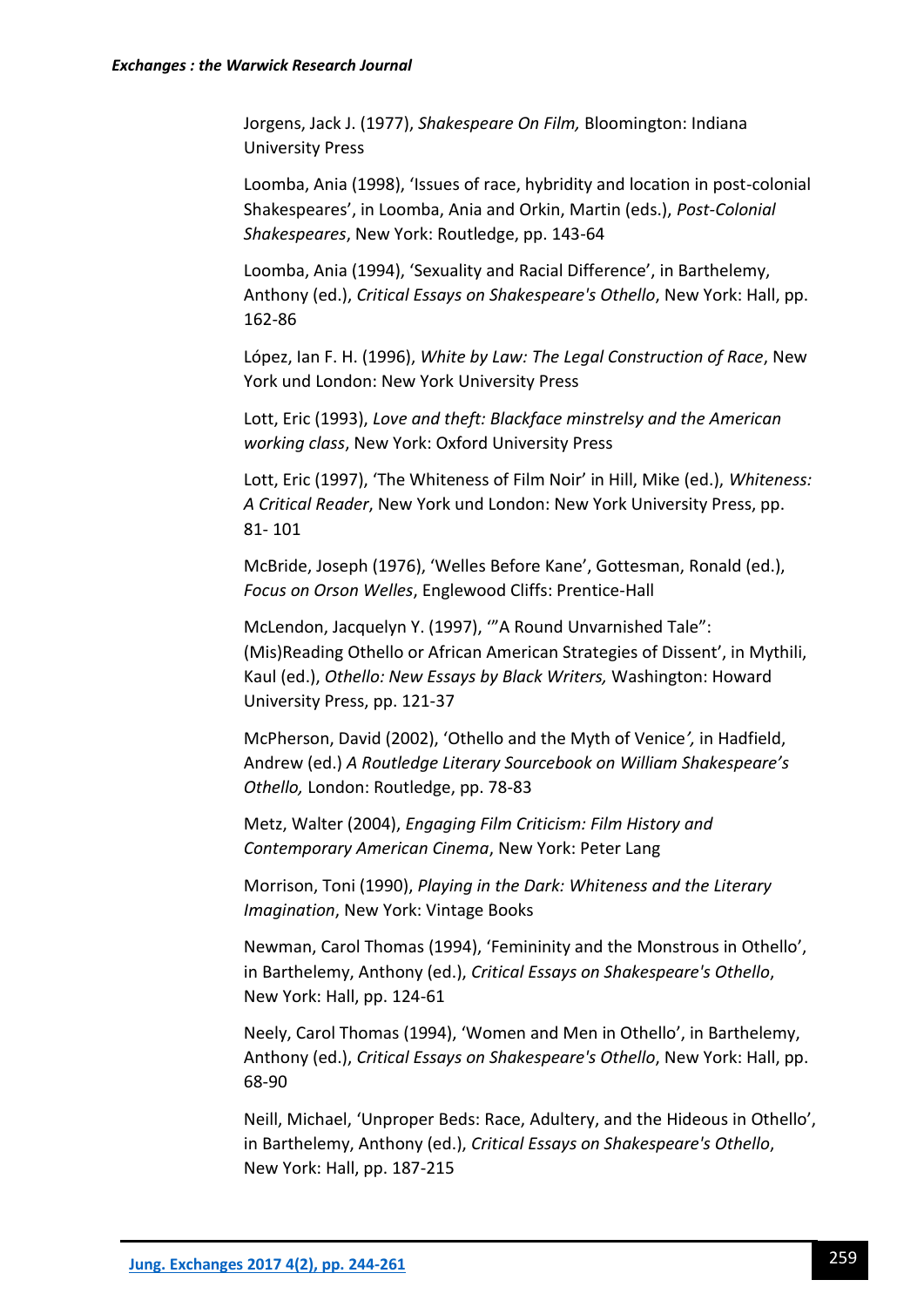Jorgens, Jack J. (1977), *Shakespeare On Film,* Bloomington: Indiana University Press

Loomba, Ania (1998), 'Issues of race, hybridity and location in post-colonial Shakespeares', in Loomba, Ania and Orkin, Martin (eds.), *Post-Colonial Shakespeares*, New York: Routledge, pp. 143-64

Loomba, Ania (1994), 'Sexuality and Racial Difference', in Barthelemy, Anthony (ed.), *Critical Essays on Shakespeare's Othello*, New York: Hall, pp. 162-86

López, Ian F. H. (1996), *White by Law: The Legal Construction of Race*, New York und London: New York University Press

Lott, Eric (1993), *Love and theft: Blackface minstrelsy and the American working class*, New York: Oxford University Press

Lott, Eric (1997), 'The Whiteness of Film Noir' in Hill, Mike (ed.), *Whiteness: A Critical Reader*, New York und London: New York University Press, pp. 81- 101

McBride, Joseph (1976), 'Welles Before Kane', Gottesman, Ronald (ed.), *Focus on Orson Welles*, Englewood Cliffs: Prentice-Hall

McLendon, Jacquelyn Y. (1997), '"A Round Unvarnished Tale": (Mis)Reading Othello or African American Strategies of Dissent', in Mythili, Kaul (ed.), *Othello: New Essays by Black Writers,* Washington: Howard University Press, pp. 121-37

McPherson, David (2002), 'Othello and the Myth of Venice*',* in Hadfield, Andrew (ed.) *A Routledge Literary Sourcebook on William Shakespeare's Othello,* London: Routledge, pp. 78-83

Metz, Walter (2004), *Engaging Film Criticism: Film History and Contemporary American Cinema*, New York: Peter Lang

Morrison, Toni (1990), *Playing in the Dark: Whiteness and the Literary Imagination*, New York: Vintage Books

Newman, Carol Thomas (1994), 'Femininity and the Monstrous in Othello', in Barthelemy, Anthony (ed.), *Critical Essays on Shakespeare's Othello*, New York: Hall, pp. 124-61

Neely, Carol Thomas (1994), 'Women and Men in Othello', in Barthelemy, Anthony (ed.), *Critical Essays on Shakespeare's Othello*, New York: Hall, pp. 68-90

Neill, Michael, 'Unproper Beds: Race, Adultery, and the Hideous in Othello', in Barthelemy, Anthony (ed.), *Critical Essays on Shakespeare's Othello*, New York: Hall, pp. 187-215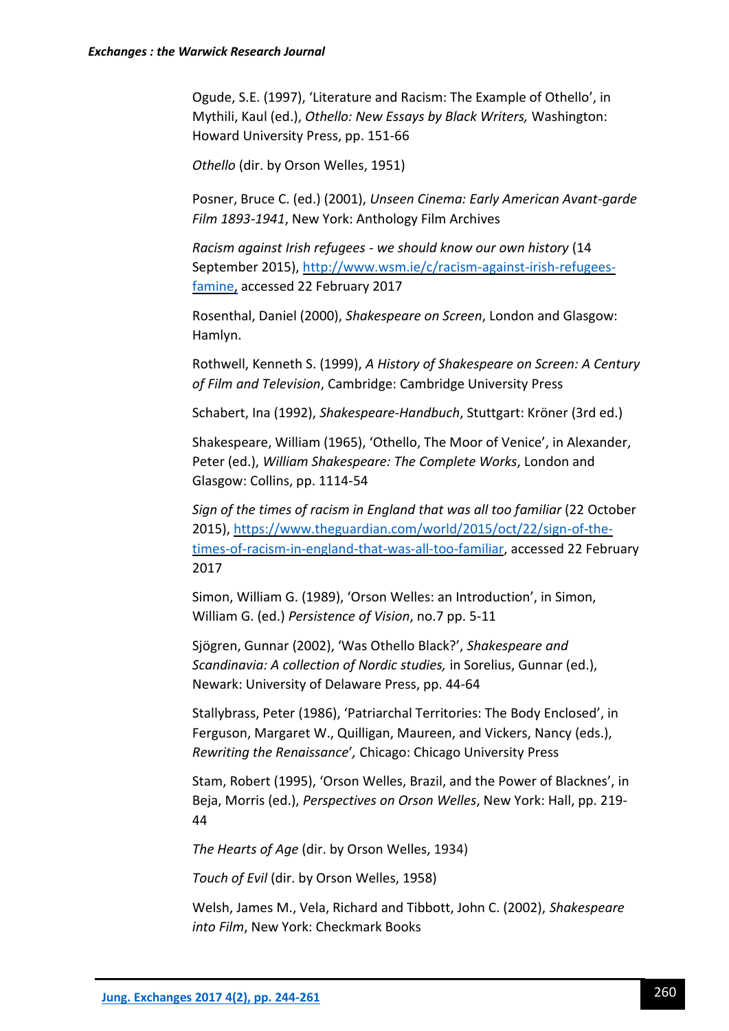Ogude, S.E. (1997), 'Literature and Racism: The Example of Othello', in Mythili, Kaul (ed.), *Othello: New Essays by Black Writers,* Washington: Howard University Press, pp. 151-66

*Othello* (dir. by Orson Welles, 1951)

Posner, Bruce C. (ed.) (2001), *Unseen Cinema: Early American Avant-garde Film 1893-1941*, New York: Anthology Film Archives

*Racism against Irish refugees - we should know our own history* (14 September 2015), http://www.wsm.ie/c/racism-against-irish-refugees-famine, accessed 22 February 2017

Rosenthal, Daniel (2000), *Shakespeare on Screen*, London and Glasgow: Hamlyn.

Rothwell, Kenneth S. (1999), *A History of Shakespeare on Screen: A Century of Film and Television*, Cambridge: Cambridge University Press

Schabert, Ina (1992), *Shakespeare-Handbuch*, Stuttgart: Kröner (3rd ed.)

Shakespeare, William (1965), 'Othello, The Moor of Venice', in Alexander, Peter (ed.), *William Shakespeare: The Complete Works*, London and Glasgow: Collins, pp. 1114-54

*Sign of the times of racism in England that was all too familiar* (22 October 2015), https://www.theguardian.com/world/2015/oct/22/sign-of-the-times-of-racism-in-england-that-was-all-too-familiar, accessed 22 February 2017

Simon, William G. (1989), 'Orson Welles: an Introduction', in Simon, William G. (ed.) *Persistence of Vision*, no.7 pp. 5-11

Sjögren, Gunnar (2002), 'Was Othello Black?', *Shakespeare and Scandinavia: A collection of Nordic studies,* in Sorelius, Gunnar (ed.), Newark: University of Delaware Press, pp. 44-64

Stallybrass, Peter (1986), 'Patriarchal Territories: The Body Enclosed', in Ferguson, Margaret W., Quilligan, Maureen, and Vickers, Nancy (eds.), *Rewriting the Renaissance*'*,* Chicago: Chicago University Press

Stam, Robert (1995), 'Orson Welles, Brazil, and the Power of Blacknes', in Beja, Morris (ed.), *Perspectives on Orson Welles*, New York: Hall, pp. 219-44

*The Hearts of Age* (dir. by Orson Welles, 1934)

*Touch of Evil* (dir. by Orson Welles, 1958)

Welsh, James M., Vela, Richard and Tibbott, John C. (2002), *Shakespeare into Film*, New York: Checkmark Books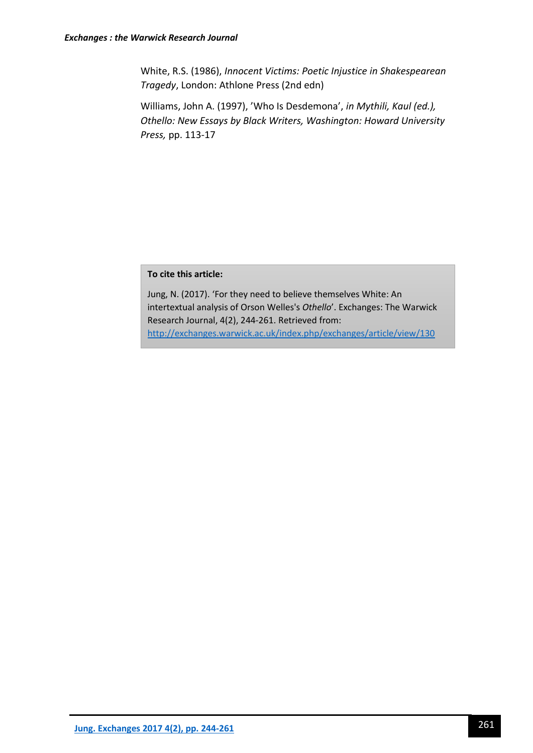White, R.S. (1986), *Innocent Victims: Poetic Injustice in Shakespearean Tragedy*, London: Athlone Press (2nd edn)

Williams, John A. (1997), 'Who Is Desdemona', *in Mythili, Kaul (ed.), Othello: New Essays by Black Writers, Washington: Howard University Press,* pp. 113-17

**To cite this article:**

Jung, N. (2017). 'For they need to believe themselves White: An intertextual analysis of Orson Welles's *Othello*'. Exchanges: The Warwick Research Journal, 4(2), 244-261. Retrieved from: http://exchanges.warwick.ac.uk/index.php/exchanges/article/view/130